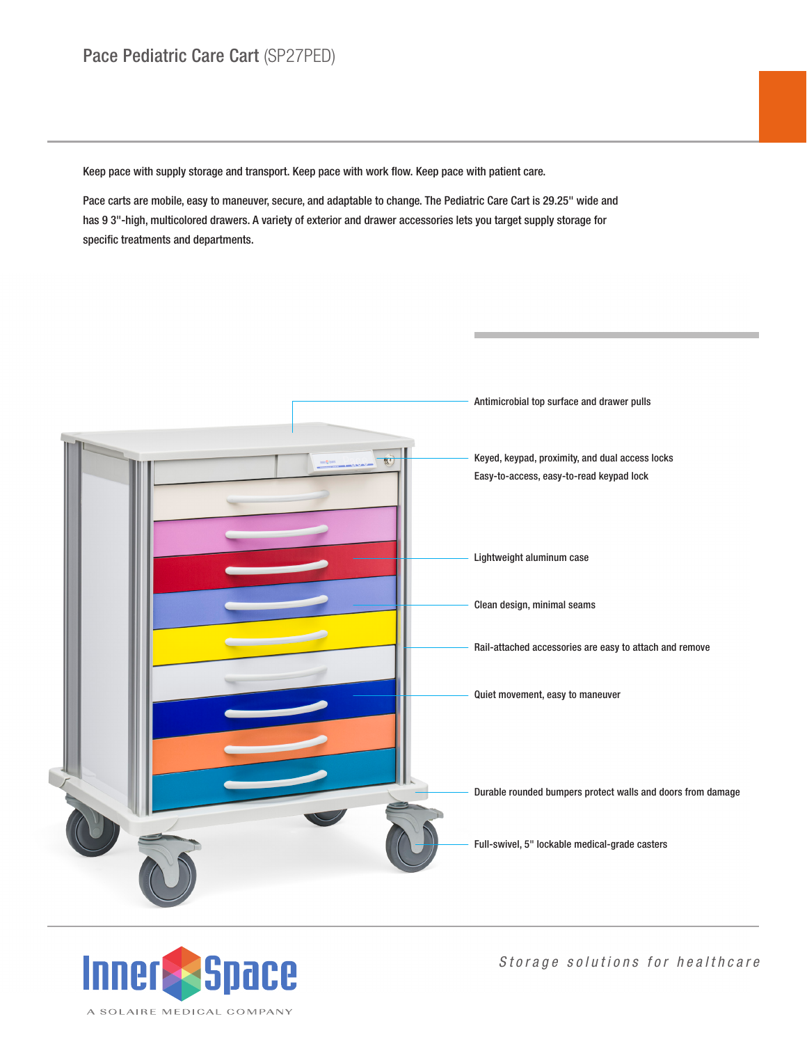# Pace Pediatric Care Cart (SP27PED)

Keep pace with supply storage and transport. Keep pace with work flow. Keep pace with patient care.

Pace carts are mobile, easy to maneuver, secure, and adaptable to change. The Pediatric Care Cart is 29.25" wide and has 9 3"-high, multicolored drawers. A variety of exterior and drawer accessories lets you target supply storage for specific treatments and departments.

- Antimicrobial top surface and drawer pulls
- Keyed, keypad, proximity, and dual access locks
  Easy-to-access, easy-to-read keypad lock
- Lightweight aluminum case
- Clean design, minimal seams
- Rail-attached accessories are easy to attach and remove
- Quiet movement, easy to maneuver
- Durable rounded bumpers protect walls and doors from damage
- Full-swivel, 5" lockable medical-grade casters

InnerSpace

A SOLAIRE MEDICAL COMPANY

*Storage solutions for healthcare*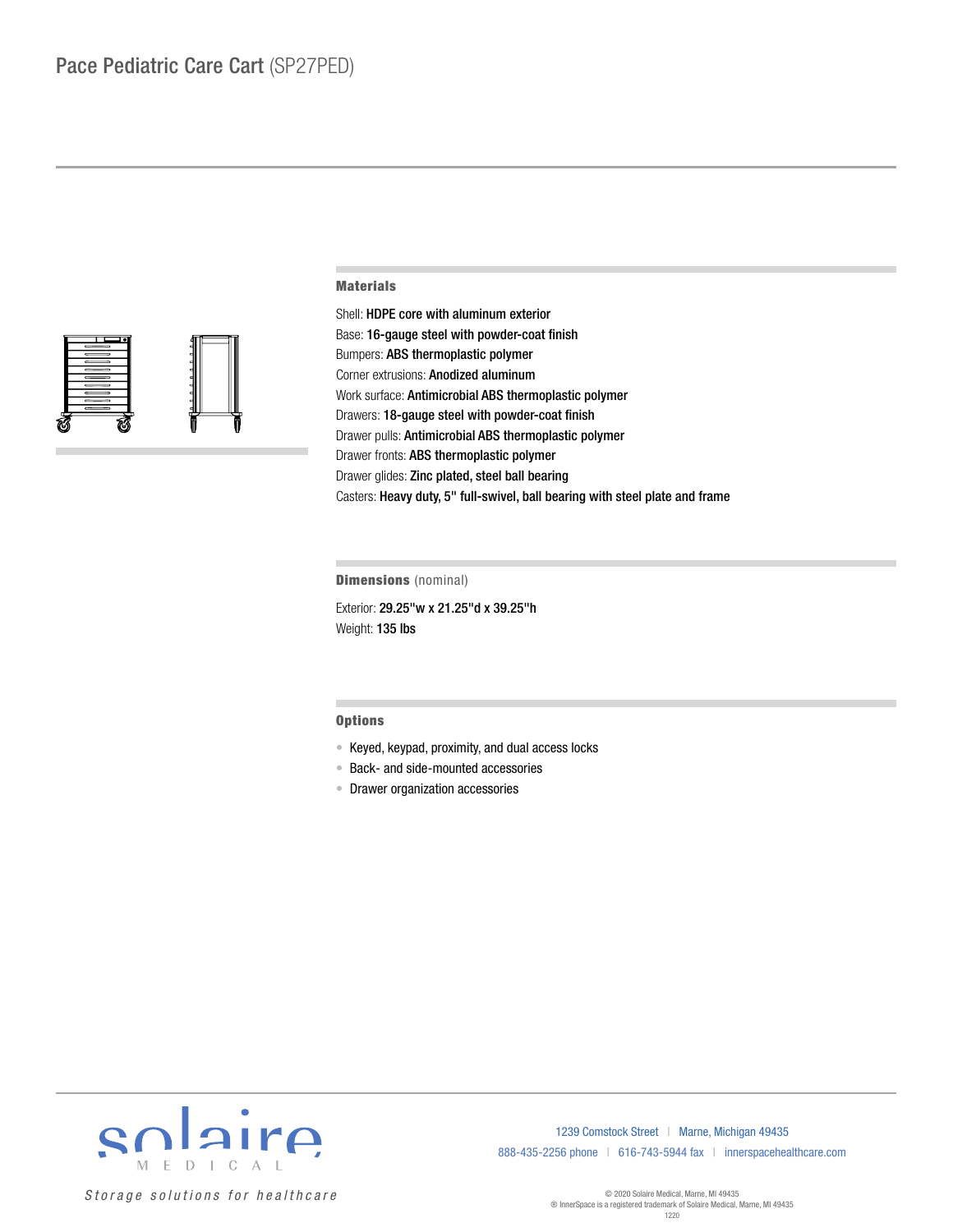# Pace Pediatric Care Cart (SP27PED)

## Materials

Shell: **HDPE core with aluminum exterior**
Base: **16-gauge steel with powder-coat finish**
Bumpers: **ABS thermoplastic polymer**
Corner extrusions: **Anodized aluminum**
Work surface: **Antimicrobial ABS thermoplastic polymer**
Drawers: **18-gauge steel with powder-coat finish**
Drawer pulls: **Antimicrobial ABS thermoplastic polymer**
Drawer fronts: **ABS thermoplastic polymer**
Drawer glides: **Zinc plated, steel ball bearing**
Casters: **Heavy duty, 5" full-swivel, ball bearing with steel plate and frame**

## Dimensions (nominal)

Exterior: **29.25"w x 21.25"d x 39.25"h**
Weight: **135 lbs**

## Options

- Keyed, keypad, proximity, and dual access locks
- Back- and side-mounted accessories
- Drawer organization accessories

solaire MEDICAL

*Storage solutions for healthcare*

1239 Comstock Street | Marne, Michigan 49435
888-435-2256 phone | 616-743-5944 fax | innerspacehealthcare.com

© 2020 Solaire Medical, Marne, MI 49435
® InnerSpace is a registered trademark of Solaire Medical, Marne, MI 49435
1220